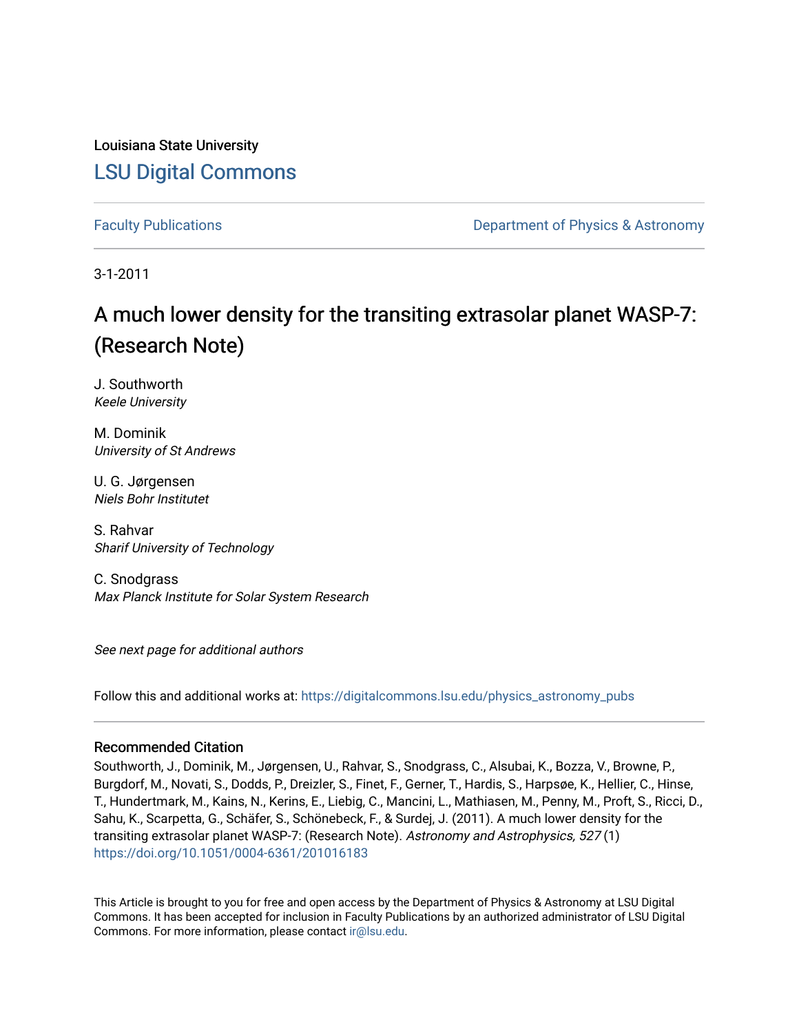Louisiana State University

# LSU Digital Commons

Faculty Publications

Department of Physics & Astronomy

3-1-2011

# A much lower density for the transiting extrasolar planet WASP-7: (Research Note)

J. Southworth
*Keele University*

M. Dominik
*University of St Andrews*

U. G. Jørgensen
*Niels Bohr Institutet*

S. Rahvar
*Sharif University of Technology*

C. Snodgrass
*Max Planck Institute for Solar System Research*

*See next page for additional authors*

Follow this and additional works at: https://digitalcommons.lsu.edu/physics_astronomy_pubs

## Recommended Citation

Southworth, J., Dominik, M., Jørgensen, U., Rahvar, S., Snodgrass, C., Alsubai, K., Bozza, V., Browne, P., Burgdorf, M., Novati, S., Dodds, P., Dreizler, S., Finet, F., Gerner, T., Hardis, S., Harpsøe, K., Hellier, C., Hinse, T., Hundertmark, M., Kains, N., Kerins, E., Liebig, C., Mancini, L., Mathiasen, M., Penny, M., Proft, S., Ricci, D., Sahu, K., Scarpetta, G., Schäfer, S., Schönebeck, F., & Surdej, J. (2011). A much lower density for the transiting extrasolar planet WASP-7: (Research Note). *Astronomy and Astrophysics, 527* (1) https://doi.org/10.1051/0004-6361/201016183

This Article is brought to you for free and open access by the Department of Physics & Astronomy at LSU Digital Commons. It has been accepted for inclusion in Faculty Publications by an authorized administrator of LSU Digital Commons. For more information, please contact ir@lsu.edu.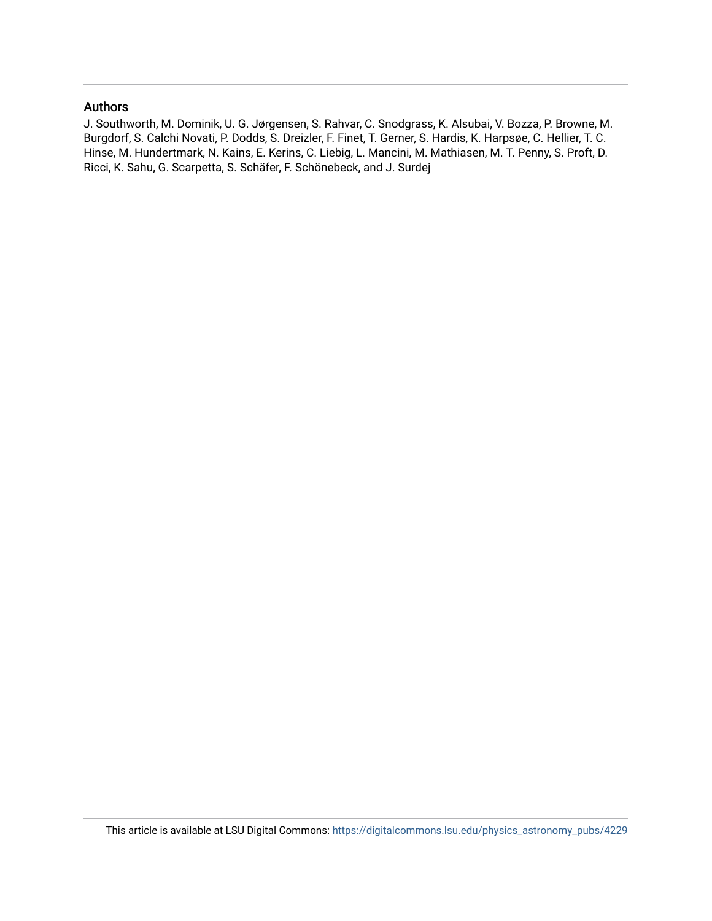## Authors

J. Southworth, M. Dominik, U. G. Jørgensen, S. Rahvar, C. Snodgrass, K. Alsubai, V. Bozza, P. Browne, M. Burgdorf, S. Calchi Novati, P. Dodds, S. Dreizler, F. Finet, T. Gerner, S. Hardis, K. Harpsøe, C. Hellier, T. C. Hinse, M. Hundertmark, N. Kains, E. Kerins, C. Liebig, L. Mancini, M. Mathiasen, M. T. Penny, S. Proft, D. Ricci, K. Sahu, G. Scarpetta, S. Schäfer, F. Schönebeck, and J. Surdej

This article is available at LSU Digital Commons: https://digitalcommons.lsu.edu/physics_astronomy_pubs/4229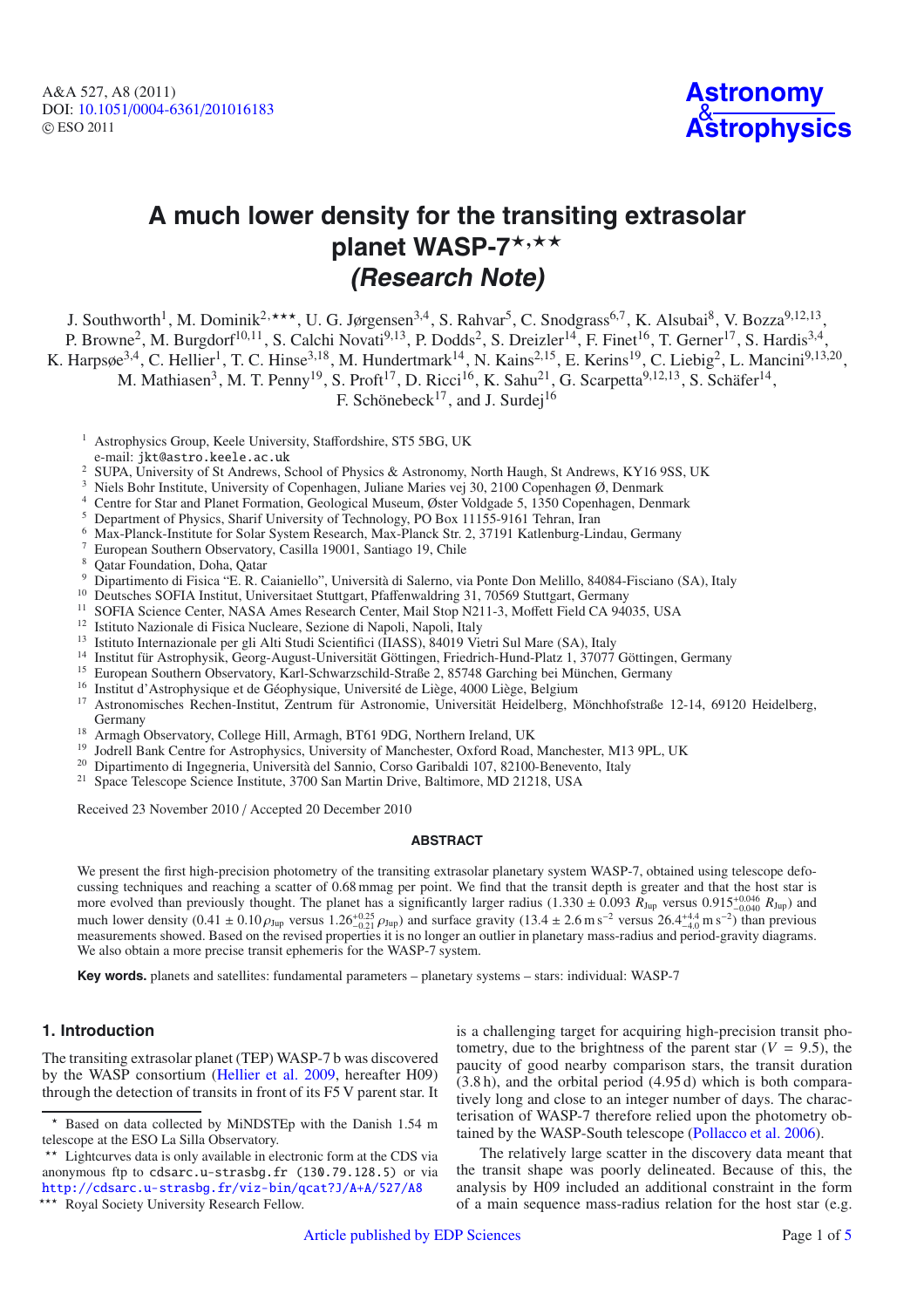# A much lower density for the transiting extrasolar planet WASP-7[⋆,⋆⋆]

## *(Research Note)*

J. Southworth[1], M. Dominik[2,⋆⋆⋆], U. G. Jørgensen[3,4], S. Rahvar[5], C. Snodgrass[6,7], K. Alsubai[8], V. Bozza[9,12,13], P. Browne[2], M. Burgdorf[10,11], S. Calchi Novati[9,13], P. Dodds[2], S. Dreizler[14], F. Finet[16], T. Gerner[17], S. Hardis[3,4], K. Harpsøe[3,4], C. Hellier[1], T. C. Hinse[3,18], M. Hundertmark[14], N. Kains[2,15], E. Kerins[19], C. Liebig[2], L. Mancini[9,13,20], M. Mathiasen[3], M. T. Penny[19], S. Proft[17], D. Ricci[16], K. Sahu[21], G. Scarpetta[9,12,13], S. Schäfer[14], F. Schönebeck[17], and J. Surdej[16]

[1] Astrophysics Group, Keele University, Staffordshire, ST5 5BG, UK
e-mail: jkt@astro.keele.ac.uk
[2] SUPA, University of St Andrews, School of Physics & Astronomy, North Haugh, St Andrews, KY16 9SS, UK
[3] Niels Bohr Institute, University of Copenhagen, Juliane Maries vej 30, 2100 Copenhagen Ø, Denmark
[4] Centre for Star and Planet Formation, Geological Museum, Øster Voldgade 5, 1350 Copenhagen, Denmark
[5] Department of Physics, Sharif University of Technology, PO Box 11155-9161 Tehran, Iran
[6] Max-Planck-Institute for Solar System Research, Max-Planck Str. 2, 37191 Katlenburg-Lindau, Germany
[7] European Southern Observatory, Casilla 19001, Santiago 19, Chile
[8] Qatar Foundation, Doha, Qatar
[9] Dipartimento di Fisica "E. R. Caianiello", Università di Salerno, via Ponte Don Melillo, 84084-Fisciano (SA), Italy
[10] Deutsches SOFIA Institut, Universitaet Stuttgart, Pfaffenwaldring 31, 70569 Stuttgart, Germany
[11] SOFIA Science Center, NASA Ames Research Center, Mail Stop N211-3, Moffett Field CA 94035, USA
[12] Istituto Nazionale di Fisica Nucleare, Sezione di Napoli, Napoli, Italy
[13] Istituto Internazionale per gli Alti Studi Scientifici (IIASS), 84019 Vietri Sul Mare (SA), Italy
[14] Institut für Astrophysik, Georg-August-Universität Göttingen, Friedrich-Hund-Platz 1, 37077 Göttingen, Germany
[15] European Southern Observatory, Karl-Schwarzschild-Straße 2, 85748 Garching bei München, Germany
[16] Institut d'Astrophysique et de Géophysique, Université de Liège, 4000 Liège, Belgium
[17] Astronomisches Rechen-Institut, Zentrum für Astronomie, Universität Heidelberg, Mönchhofstraße 12-14, 69120 Heidelberg, Germany
[18] Armagh Observatory, College Hill, Armagh, BT61 9DG, Northern Ireland, UK
[19] Jodrell Bank Centre for Astrophysics, University of Manchester, Oxford Road, Manchester, M13 9PL, UK
[20] Dipartimento di Ingegneria, Università del Sannio, Corso Garibaldi 107, 82100-Benevento, Italy
[21] Space Telescope Science Institute, 3700 San Martin Drive, Baltimore, MD 21218, USA

Received 23 November 2010 / Accepted 20 December 2010

## ABSTRACT

We present the first high-precision photometry of the transiting extrasolar planetary system WASP-7, obtained using telescope defocussing techniques and reaching a scatter of 0.68 mmag per point. We find that the transit depth is greater and that the host star is more evolved than previously thought. The planet has a significantly larger radius ($1.330 \pm 0.093$ $R_{\rm Jup}$ versus $0.915^{+0.046}_{-0.040}$ $R_{\rm Jup}$) and much lower density ($0.41 \pm 0.10\,\rho_{\rm Jup}$ versus $1.26^{+0.25}_{-0.21}\,\rho_{\rm Jup}$) and surface gravity ($13.4 \pm 2.6$ m s$^{-2}$ versus $26.4^{+4.4}_{-4.0}$ m s$^{-2}$) than previous measurements showed. Based on the revised properties it is no longer an outlier in planetary mass-radius and period-gravity diagrams. We also obtain a more precise transit ephemeris for the WASP-7 system.

**Key words.** planets and satellites: fundamental parameters – planetary systems – stars: individual: WASP-7

## 1. Introduction

The transiting extrasolar planet (TEP) WASP-7 b was discovered by the WASP consortium (Hellier et al. 2009, hereafter H09) through the detection of transits in front of its F5 V parent star. It is a challenging target for acquiring high-precision transit photometry, due to the brightness of the parent star ($V = 9.5$), the paucity of good nearby comparison stars, the transit duration (3.8 h), and the orbital period (4.95 d) which is both comparatively long and close to an integer number of days. The characterisation of WASP-7 therefore relied upon the photometry obtained by the WASP-South telescope (Pollacco et al. 2006).

The relatively large scatter in the discovery data meant that the transit shape was poorly delineated. Because of this, the analysis by H09 included an additional constraint in the form of a main sequence mass-radius relation for the host star (e.g.

[⋆] Based on data collected by MiNDSTEp with the Danish 1.54 m telescope at the ESO La Silla Observatory.

[⋆⋆] Lightcurves data is only available in electronic form at the CDS via anonymous ftp to cdsarc.u-strasbg.fr (130.79.128.5) or via http://cdsarc.u-strasbg.fr/viz-bin/qcat?J/A+A/527/A8

[⋆⋆⋆] Royal Society University Research Fellow.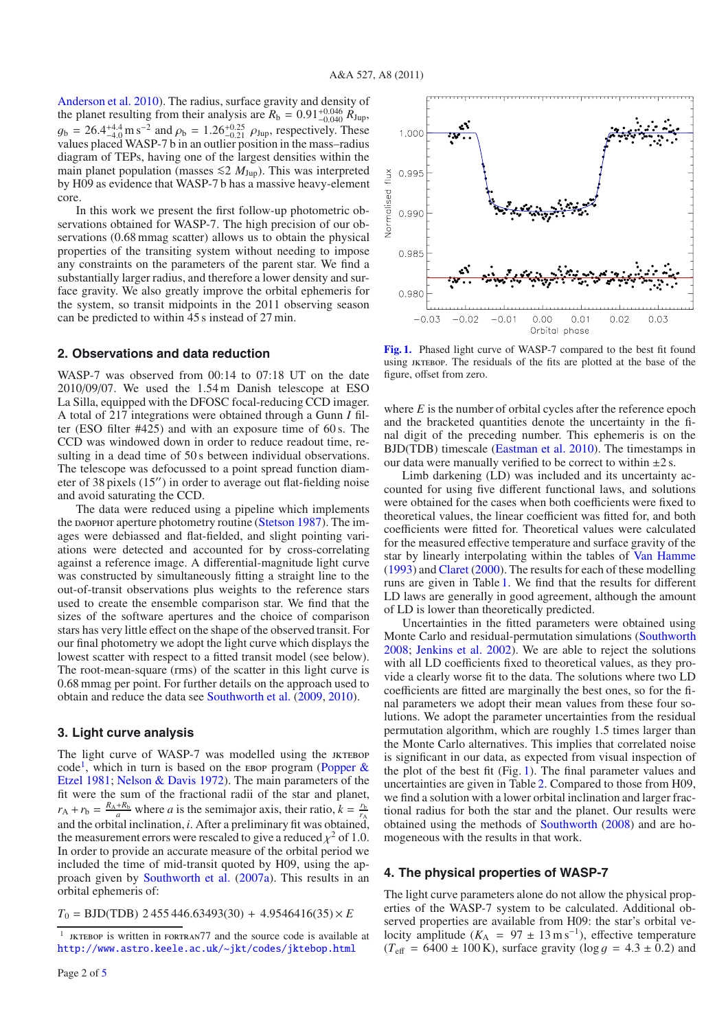Anderson et al. 2010). The radius, surface gravity and density of the planet resulting from their analysis are $R_b = 0.91^{+0.046}_{-0.040}\ R_{Jup}$, $g_b = 26.4^{+4.4}_{-4.0}$ m s$^{-2}$ and $\rho_b = 1.26^{+0.25}_{-0.21}\ \rho_{Jup}$, respectively. These values placed WASP-7 b in an outlier position in the mass–radius diagram of TEPs, having one of the largest densities within the main planet population (masses $\lesssim 2\ M_{Jup}$). This was interpreted by H09 as evidence that WASP-7 b has a massive heavy-element core.

In this work we present the first follow-up photometric observations obtained for WASP-7. The high precision of our observations (0.68 mmag scatter) allows us to obtain the physical properties of the transiting system without needing to impose any constraints on the parameters of the parent star. We find a substantially larger radius, and therefore a lower density and surface gravity. We also greatly improve the orbital ephemeris for the system, so transit midpoints in the 2011 observing season can be predicted to within 45 s instead of 27 min.

## 2. Observations and data reduction

WASP-7 was observed from 00:14 to 07:18 UT on the date 2010/09/07. We used the 1.54 m Danish telescope at ESO La Silla, equipped with the DFOSC focal-reducing CCD imager. A total of 217 integrations were obtained through a Gunn *I* filter (ESO filter #425) and with an exposure time of 60 s. The CCD was windowed down in order to reduce readout time, resulting in a dead time of 50 s between individual observations. The telescope was defocussed to a point spread function diameter of 38 pixels (15″) in order to average out flat-fielding noise and avoid saturating the CCD.

The data were reduced using a pipeline which implements the DAOPHOT aperture photometry routine (Stetson 1987). The images were debiassed and flat-fielded, and slight pointing variations were detected and accounted for by cross-correlating against a reference image. A differential-magnitude light curve was constructed by simultaneously fitting a straight line to the out-of-transit observations plus weights to the reference stars used to create the ensemble comparison star. We find that the sizes of the software apertures and the choice of comparison stars has very little effect on the shape of the observed transit. For our final photometry we adopt the light curve which displays the lowest scatter with respect to a fitted transit model (see below). The root-mean-square (rms) of the scatter in this light curve is 0.68 mmag per point. For further details on the approach used to obtain and reduce the data see Southworth et al. (2009, 2010).

## 3. Light curve analysis

The light curve of WASP-7 was modelled using the JKTEBOP code[1], which in turn is based on the EBOP program (Popper & Etzel 1981; Nelson & Davis 1972). The main parameters of the fit were the sum of the fractional radii of the star and planet, $r_A + r_b = \frac{R_A + R_b}{a}$ where $a$ is the semimajor axis, their ratio, $k = \frac{r_b}{r_A}$ and the orbital inclination, $i$. After a preliminary fit was obtained, the measurement errors were rescaled to give a reduced $\chi^2$ of 1.0. In order to provide an accurate measure of the orbital period we included the time of mid-transit quoted by H09, using the approach given by Southworth et al. (2007a). This results in an orbital ephemeris of:

$$T_0 = \mathrm{BJD(TDB)}\ 2\,455\,446.63493(30) + 4.9546416(35) \times E$$

[1] JKTEBOP is written in FORTRAN77 and the source code is available at http://www.astro.keele.ac.uk/~jkt/codes/jktebop.html

**Fig. 1.** Phased light curve of WASP-7 compared to the best fit found using JKTEBOP. The residuals of the fits are plotted at the base of the figure, offset from zero.

where $E$ is the number of orbital cycles after the reference epoch and the bracketed quantities denote the uncertainty in the final digit of the preceding number. This ephemeris is on the BJD(TDB) timescale (Eastman et al. 2010). The timestamps in our data were manually verified to be correct to within ±2 s.

Limb darkening (LD) was included and its uncertainty accounted for using five different functional laws, and solutions were obtained for the cases when both coefficients were fixed to theoretical values, the linear coefficient was fitted for, and both coefficients were fitted for. Theoretical values were calculated for the measured effective temperature and surface gravity of the star by linearly interpolating within the tables of Van Hamme (1993) and Claret (2000). The results for each of these modelling runs are given in Table 1. We find that the results for different LD laws are generally in good agreement, although the amount of LD is lower than theoretically predicted.

Uncertainties in the fitted parameters were obtained using Monte Carlo and residual-permutation simulations (Southworth 2008; Jenkins et al. 2002). We are able to reject the solutions with all LD coefficients fixed to theoretical values, as they provide a clearly worse fit to the data. The solutions where two LD coefficients are fitted are marginally the best ones, so for the final parameters we adopt their mean values from these four solutions. We adopt the parameter uncertainties from the residual permutation algorithm, which are roughly 1.5 times larger than the Monte Carlo alternatives. This implies that correlated noise is significant in our data, as expected from visual inspection of the plot of the best fit (Fig. 1). The final parameter values and uncertainties are given in Table 2. Compared to those from H09, we find a solution with a lower orbital inclination and larger fractional radius for both the star and the planet. Our results were obtained using the methods of Southworth (2008) and are homogeneous with the results in that work.

## 4. The physical properties of WASP-7

The light curve parameters alone do not allow the physical properties of the WASP-7 system to be calculated. Additional observed properties are available from H09: the star's orbital velocity amplitude ($K_A = 97 \pm 13$ m s$^{-1}$), effective temperature ($T_{\rm eff} = 6400 \pm 100$ K), surface gravity ($\log g = 4.3 \pm 0.2$) and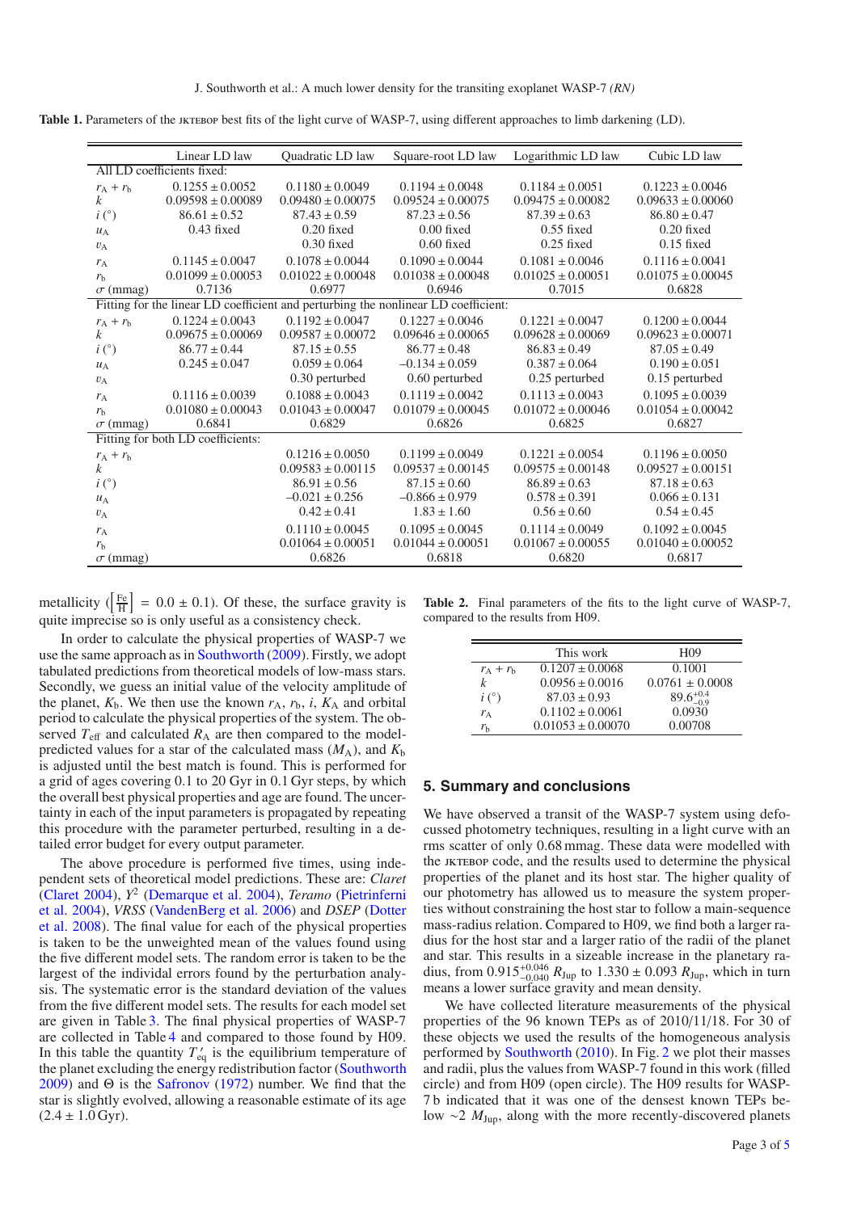**Table 1.** Parameters of the JKTEBOP best fits of the light curve of WASP-7, using different approaches to limb darkening (LD).

| | Linear LD law | Quadratic LD law | Square-root LD law | Logarithmic LD law | Cubic LD law |
|---|---|---|---|---|---|
| All LD coefficients fixed: | | | | | |
| $r_A + r_b$ | $0.1255 \pm 0.0052$ | $0.1180 \pm 0.0049$ | $0.1194 \pm 0.0048$ | $0.1184 \pm 0.0051$ | $0.1223 \pm 0.0046$ |
| $k$ | $0.09598 \pm 0.00089$ | $0.09480 \pm 0.00075$ | $0.09524 \pm 0.00075$ | $0.09475 \pm 0.00082$ | $0.09633 \pm 0.00060$ |
| $i$ (°) | $86.61 \pm 0.52$ | $87.43 \pm 0.59$ | $87.23 \pm 0.56$ | $87.39 \pm 0.63$ | $86.80 \pm 0.47$ |
| $u_A$ | 0.43 fixed | 0.20 fixed | 0.00 fixed | 0.55 fixed | 0.20 fixed |
| $v_A$ | | 0.30 fixed | 0.60 fixed | 0.25 fixed | 0.15 fixed |
| $r_A$ | $0.1145 \pm 0.0047$ | $0.1078 \pm 0.0044$ | $0.1090 \pm 0.0044$ | $0.1081 \pm 0.0046$ | $0.1116 \pm 0.0041$ |
| $r_b$ | $0.01099 \pm 0.00053$ | $0.01022 \pm 0.00048$ | $0.01038 \pm 0.00048$ | $0.01025 \pm 0.00051$ | $0.01075 \pm 0.00045$ |
| $\sigma$ (mmag) | 0.7136 | 0.6977 | 0.6946 | 0.7015 | 0.6828 |
| Fitting for the linear LD coefficient and perturbing the nonlinear LD coefficient: | | | | | |
| $r_A + r_b$ | $0.1224 \pm 0.0043$ | $0.1192 \pm 0.0047$ | $0.1227 \pm 0.0046$ | $0.1221 \pm 0.0047$ | $0.1200 \pm 0.0044$ |
| $k$ | $0.09675 \pm 0.00069$ | $0.09587 \pm 0.00072$ | $0.09646 \pm 0.00065$ | $0.09628 \pm 0.00069$ | $0.09623 \pm 0.00071$ |
| $i$ (°) | $86.77 \pm 0.44$ | $87.15 \pm 0.55$ | $86.77 \pm 0.48$ | $86.83 \pm 0.49$ | $87.05 \pm 0.49$ |
| $u_A$ | $0.245 \pm 0.047$ | $0.059 \pm 0.064$ | $-0.134 \pm 0.059$ | $0.387 \pm 0.064$ | $0.190 \pm 0.051$ |
| $v_A$ | | 0.30 perturbed | 0.60 perturbed | 0.25 perturbed | 0.15 perturbed |
| $r_A$ | $0.1116 \pm 0.0039$ | $0.1088 \pm 0.0043$ | $0.1119 \pm 0.0042$ | $0.1113 \pm 0.0043$ | $0.1095 \pm 0.0039$ |
| $r_b$ | $0.01080 \pm 0.00043$ | $0.01043 \pm 0.00047$ | $0.01079 \pm 0.00045$ | $0.01072 \pm 0.00046$ | $0.01054 \pm 0.00042$ |
| $\sigma$ (mmag) | 0.6841 | 0.6829 | 0.6826 | 0.6825 | 0.6827 |
| Fitting for both LD coefficients: | | | | | |
| $r_A + r_b$ | | $0.1216 \pm 0.0050$ | $0.1199 \pm 0.0049$ | $0.1221 \pm 0.0054$ | $0.1196 \pm 0.0050$ |
| $k$ | | $0.09583 \pm 0.00115$ | $0.09537 \pm 0.00145$ | $0.09575 \pm 0.00148$ | $0.09527 \pm 0.00151$ |
| $i$ (°) | | $86.91 \pm 0.56$ | $87.15 \pm 0.60$ | $86.89 \pm 0.63$ | $87.18 \pm 0.63$ |
| $u_A$ | | $-0.021 \pm 0.256$ | $-0.866 \pm 0.979$ | $0.578 \pm 0.391$ | $0.066 \pm 0.131$ |
| $v_A$ | | $0.42 \pm 0.41$ | $1.83 \pm 1.60$ | $0.56 \pm 0.60$ | $0.54 \pm 0.45$ |
| $r_A$ | | $0.1110 \pm 0.0045$ | $0.1095 \pm 0.0045$ | $0.1114 \pm 0.0049$ | $0.1092 \pm 0.0045$ |
| $r_b$ | | $0.01064 \pm 0.00051$ | $0.01044 \pm 0.00051$ | $0.01067 \pm 0.00055$ | $0.01040 \pm 0.00052$ |
| $\sigma$ (mmag) | | 0.6826 | 0.6818 | 0.6820 | 0.6817 |

metallicity ($\left[\frac{\rm Fe}{\rm H}\right] = 0.0 \pm 0.1$). Of these, the surface gravity is quite imprecise so is only useful as a consistency check.

In order to calculate the physical properties of WASP-7 we use the same approach as in Southworth (2009). Firstly, we adopt tabulated predictions from theoretical models of low-mass stars. Secondly, we guess an initial value of the velocity amplitude of the planet, $K_b$. We then use the known $r_A$, $r_b$, $i$, $K_A$ and orbital period to calculate the physical properties of the system. The observed $T_{\rm eff}$ and calculated $R_A$ are then compared to the model-predicted values for a star of the calculated mass ($M_A$), and $K_b$ is adjusted until the best match is found. This is performed for a grid of ages covering 0.1 to 20 Gyr in 0.1 Gyr steps, by which the overall best physical properties and age are found. The uncertainty in each of the input parameters is propagated by repeating this procedure with the parameter perturbed, resulting in a detailed error budget for every output parameter.

The above procedure is performed five times, using independent sets of theoretical model predictions. These are: *Claret* (Claret 2004), *Y*$^2$ (Demarque et al. 2004), *Teramo* (Pietrinferni et al. 2004), *VRSS* (VandenBerg et al. 2006) and *DSEP* (Dotter et al. 2008). The final value for each of the physical properties is taken to be the unweighted mean of the values found using the five different model sets. The random error is taken to be the largest of the individual errors found by the perturbation analysis. The systematic error is the standard deviation of the values from the five different model sets. The results for each model set are given in Table 3. The final physical properties of WASP-7 are collected in Table 4 and compared to those found by H09. In this table the quantity $T'_{\rm eq}$ is the equilibrium temperature of the planet, excluding the energy redistribution factor (Southworth 2009) and $\Theta$ is the Safronov (1972) number. We find that the star is slightly evolved, allowing a reasonable estimate of its age ($2.4 \pm 1.0$ Gyr).

**Table 2.** Final parameters of the fits to the light curve of WASP-7, compared to the results from H09.

| | This work | H09 |
|---|---|---|
| $r_A + r_b$ | $0.1207 \pm 0.0068$ | 0.1001 |
| $k$ | $0.0956 \pm 0.0016$ | $0.0761 \pm 0.0008$ |
| $i$ (°) | $87.03 \pm 0.93$ | $89.6^{+0.4}_{-0.9}$ |
| $r_A$ | $0.1102 \pm 0.0061$ | 0.0930 |
| $r_b$ | $0.01053 \pm 0.00070$ | 0.00708 |

## 5. Summary and conclusions

We have observed a transit of the WASP-7 system using defocussed photometry techniques, resulting in a light curve with an rms scatter of only 0.68 mmag. These data were modelled with the JKTEBOP code, and the results used to determine the physical properties of the planet and its host star. The higher quality of our photometry has allowed us to measure the system properties without constraining the host star to follow a main-sequence mass-radius relation. Compared to H09, we find both a larger radius for the host star and a larger ratio of the radii of the planet and star. This results in a sizeable increase in the planetary radius, from $0.915^{+0.046}_{-0.040}\,R_{\rm Jup}$ to $1.330 \pm 0.093\,R_{\rm Jup}$, which in turn means a lower surface gravity and mean density.

We have collected literature measurements of the physical properties of the 96 known TEPs as of 2010/11/18. For 30 of these objects we used the results of the homogeneous analysis performed by Southworth (2010). In Fig. 2 we plot their masses and radii, plus the values from WASP-7 found in this work (filled circle) and from H09 (open circle). The H09 results for WASP-7 b indicated that it was one of the densest known TEPs below $\sim 2\,M_{\rm Jup}$, along with the more recently-discovered planets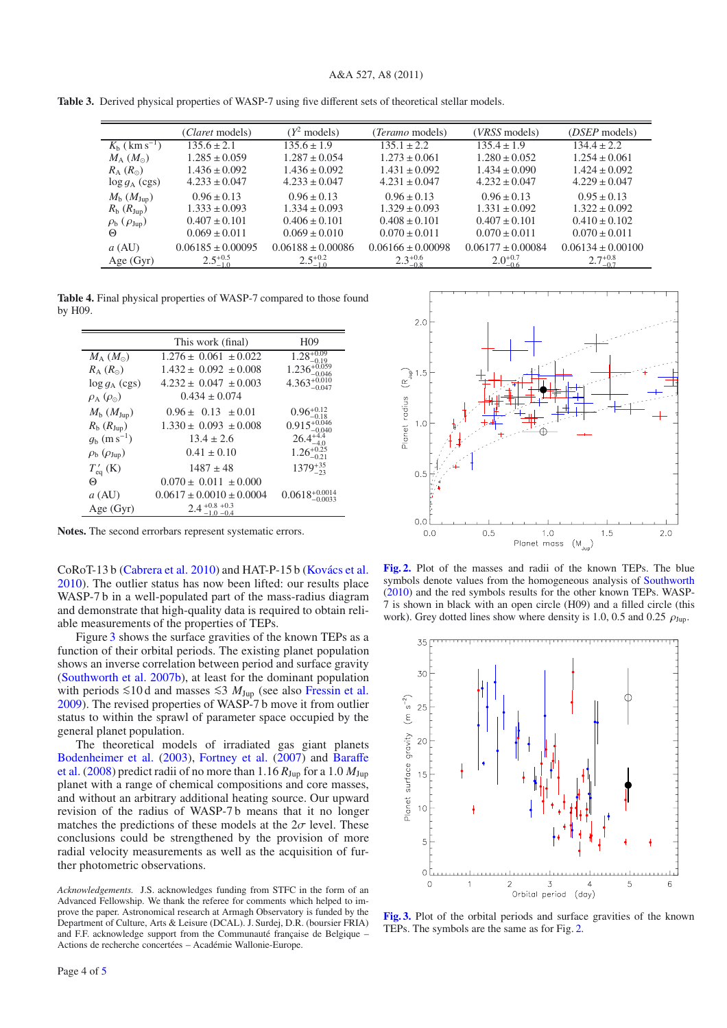**Table 3.** Derived physical properties of WASP-7 using five different sets of theoretical stellar models.

| | (*Claret* models) | ($Y^2$ models) | (*Teramo* models) | (*VRSS* models) | (*DSEP* models) |
|---|---|---|---|---|---|
| $K_b$ (km s$^{-1}$) | $135.6 \pm 2.1$ | $135.6 \pm 1.9$ | $135.1 \pm 2.2$ | $135.4 \pm 1.9$ | $134.4 \pm 2.2$ |
| $M_A$ ($M_\odot$) | $1.285 \pm 0.059$ | $1.287 \pm 0.054$ | $1.273 \pm 0.061$ | $1.280 \pm 0.052$ | $1.254 \pm 0.061$ |
| $R_A$ ($R_\odot$) | $1.436 \pm 0.092$ | $1.436 \pm 0.092$ | $1.431 \pm 0.092$ | $1.434 \pm 0.090$ | $1.424 \pm 0.092$ |
| $\log g_A$ (cgs) | $4.233 \pm 0.047$ | $4.233 \pm 0.047$ | $4.231 \pm 0.047$ | $4.232 \pm 0.047$ | $4.229 \pm 0.047$ |
| $M_b$ ($M_{\rm Jup}$) | $0.96 \pm 0.13$ | $0.96 \pm 0.13$ | $0.96 \pm 0.13$ | $0.96 \pm 0.13$ | $0.95 \pm 0.13$ |
| $R_b$ ($R_{\rm Jup}$) | $1.333 \pm 0.093$ | $1.334 \pm 0.093$ | $1.329 \pm 0.093$ | $1.331 \pm 0.092$ | $1.322 \pm 0.092$ |
| $\rho_b$ ($\rho_{\rm Jup}$) | $0.407 \pm 0.101$ | $0.406 \pm 0.101$ | $0.408 \pm 0.101$ | $0.407 \pm 0.101$ | $0.410 \pm 0.102$ |
| $\Theta$ | $0.069 \pm 0.011$ | $0.069 \pm 0.010$ | $0.070 \pm 0.011$ | $0.070 \pm 0.011$ | $0.070 \pm 0.011$ |
| $a$ (AU) | $0.06185 \pm 0.00095$ | $0.06188 \pm 0.00086$ | $0.06166 \pm 0.00098$ | $0.06177 \pm 0.00084$ | $0.06134 \pm 0.00100$ |
| Age (Gyr) | $2.5^{+0.5}_{-1.0}$ | $2.5^{+0.2}_{-1.0}$ | $2.3^{+0.6}_{-0.8}$ | $2.0^{+0.7}_{-0.6}$ | $2.7^{+0.8}_{-0.7}$ |

**Table 4.** Final physical properties of WASP-7 compared to those found by H09.

| | This work (final) | H09 |
|---|---|---|
| $M_A$ ($M_\odot$) | $1.276 \pm 0.061 \pm 0.022$ | $1.28^{+0.09}_{-0.19}$ |
| $R_A$ ($R_\odot$) | $1.432 \pm 0.092 \pm 0.008$ | $1.236^{+0.059}_{-0.046}$ |
| $\log g_A$ (cgs) | $4.232 \pm 0.047 \pm 0.003$ | $4.363^{+0.010}_{-0.047}$ |
| $\rho_A$ ($\rho_\odot$) | $0.434 \pm 0.074$ | |
| $M_b$ ($M_{\rm Jup}$) | $0.96 \pm 0.13 \pm 0.01$ | $0.96^{+0.12}_{-0.18}$ |
| $R_b$ ($R_{\rm Jup}$) | $1.330 \pm 0.093 \pm 0.008$ | $0.915^{+0.046}_{-0.040}$ |
| $g_b$ (m s$^{-1}$) | $13.4 \pm 2.6$ | $26.4^{+4.4}_{-4.0}$ |
| $\rho_b$ ($\rho_{\rm Jup}$) | $0.41 \pm 0.10$ | $1.26^{+0.25}_{-0.21}$ |
| $T'_{\rm eq}$ (K) | $1487 \pm 48$ | $1379^{+35}_{-23}$ |
| $\Theta$ | $0.070 \pm 0.011 \pm 0.000$ | |
| $a$ (AU) | $0.0617 \pm 0.0010 \pm 0.0004$ | $0.0618^{+0.0014}_{-0.0033}$ |
| Age (Gyr) | $2.4^{+0.8}_{-1.0}{}^{+0.3}_{-0.4}$ | |

**Notes.** The second errorbars represent systematic errors.

CoRoT-13 b (Cabrera et al. 2010) and HAT-P-15 b (Kovács et al. 2010). The outlier status has now been lifted: our results place WASP-7 b in a well-populated part of the mass-radius diagram and demonstrate that high-quality data is required to obtain reliable measurements of the properties of TEPs.

Figure 3 shows the surface gravities of the known TEPs as a function of their orbital periods. The existing planet population shows an inverse correlation between period and surface gravity (Southworth et al. 2007b), at least for the dominant population with periods $\lesssim$10 d and masses $\lesssim$3 $M_{\rm Jup}$ (see also Fressin et al. 2009). The revised properties of WASP-7 b move it from outlier status to within the sprawl of parameter space occupied by the general planet population.

The theoretical models of irradiated gas giant planets Bodenheimer et al. (2003), Fortney et al. (2007) and Baraffe et al. (2008) predict radii of no more than 1.16 $R_{\rm Jup}$ for a 1.0 $M_{\rm Jup}$ planet with a range of chemical compositions and core masses, and without an arbitrary additional heating source. Our upward revision of the radius of WASP-7 b means that it no longer matches the predictions of these models at the 2$\sigma$ level. These conclusions could be strengthened by the provision of more radial velocity measurements as well as the acquisition of further photometric observations.

**Fig. 2.** Plot of the masses and radii of the known TEPs. The blue symbols denote values from the homogeneous analysis of Southworth (2010) and the red symbols results for the other known TEPs. WASP-7 is shown in black with an open circle (H09) and a filled circle (this work). Grey dotted lines show where density is 1.0, 0.5 and 0.25 $\rho_{\rm Jup}$.

**Fig. 3.** Plot of the orbital periods and surface gravities of the known TEPs. The symbols are the same as for Fig. 2.

*Acknowledgements.* J.S. acknowledges funding from STFC in the form of an Advanced Fellowship. We thank the referee for comments which helped to improve the paper. Astronomical research at Armagh Observatory is funded by the Department of Culture, Arts & Leisure (DCAL). J. Surdej, D.R. (boursier FRIA) and F.F. acknowledge support from the Communauté française de Belgique – Actions de recherche concertées – Académie Wallonie-Europe.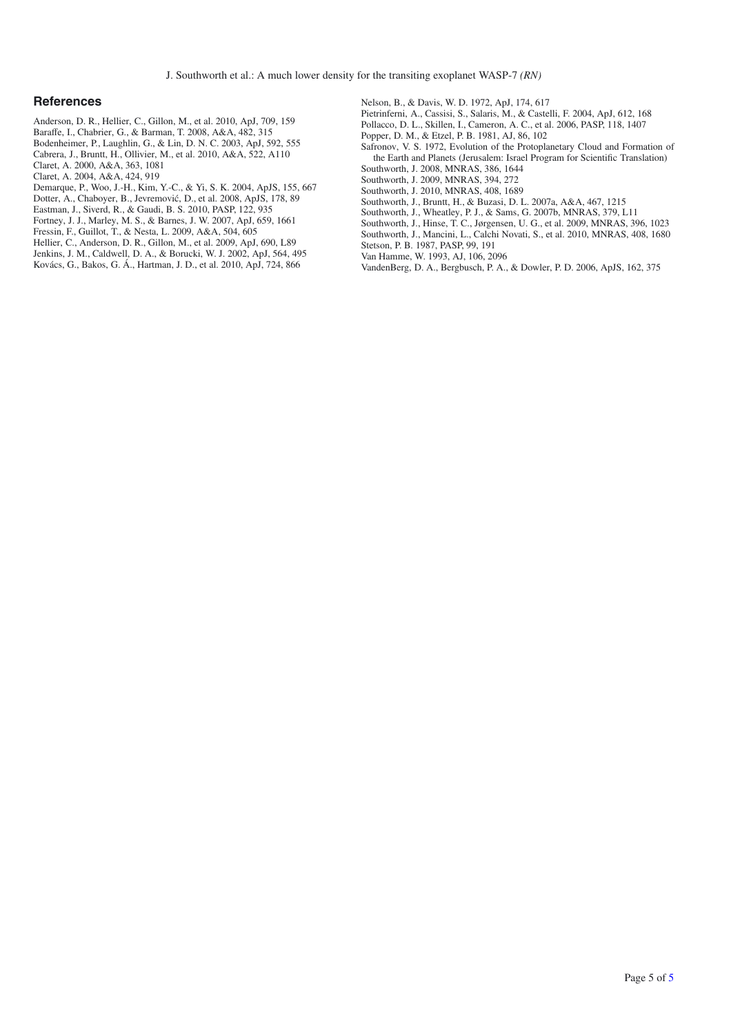## References

Anderson, D. R., Hellier, C., Gillon, M., et al. 2010, ApJ, 709, 159
Baraffe, I., Chabrier, G., & Barman, T. 2008, A&A, 482, 315
Bodenheimer, P., Laughlin, G., & Lin, D. N. C. 2003, ApJ, 592, 555
Cabrera, J., Bruntt, H., Ollivier, M., et al. 2010, A&A, 522, A110
Claret, A. 2000, A&A, 363, 1081
Claret, A. 2004, A&A, 424, 919
Demarque, P., Woo, J.-H., Kim, Y.-C., & Yi, S. K. 2004, ApJS, 155, 667
Dotter, A., Chaboyer, B., Jevremović, D., et al. 2008, ApJS, 178, 89
Eastman, J., Siverd, R., & Gaudi, B. S. 2010, PASP, 122, 935
Fortney, J. J., Marley, M. S., & Barnes, J. W. 2007, ApJ, 659, 1661
Fressin, F., Guillot, T., & Nesta, L. 2009, A&A, 504, 605
Hellier, C., Anderson, D. R., Gillon, M., et al. 2009, ApJ, 690, L89
Jenkins, J. M., Caldwell, D. A., & Borucki, W. J. 2002, ApJ, 564, 495
Kovács, G., Bakos, G. Á., Hartman, J. D., et al. 2010, ApJ, 724, 866
Nelson, B., & Davis, W. D. 1972, ApJ, 174, 617
Pietrinferni, A., Cassisi, S., Salaris, M., & Castelli, F. 2004, ApJ, 612, 168
Pollacco, D. L., Skillen, I., Cameron, A. C., et al. 2006, PASP, 118, 1407
Popper, D. M., & Etzel, P. B. 1981, AJ, 86, 102
Safronov, V. S. 1972, Evolution of the Protoplanetary Cloud and Formation of the Earth and Planets (Jerusalem: Israel Program for Scientific Translation)
Southworth, J. 2008, MNRAS, 386, 1644
Southworth, J. 2009, MNRAS, 394, 272
Southworth, J. 2010, MNRAS, 408, 1689
Southworth, J., Bruntt, H., & Buzasi, D. L. 2007a, A&A, 467, 1215
Southworth, J., Wheatley, P. J., & Sams, G. 2007b, MNRAS, 379, L11
Southworth, J., Hinse, T. C., Jørgensen, U. G., et al. 2009, MNRAS, 396, 1023
Southworth, J., Mancini, L., Calchi Novati, S., et al. 2010, MNRAS, 408, 1680
Stetson, P. B. 1987, PASP, 99, 191
Van Hamme, W. 1993, AJ, 106, 2096
VandenBerg, D. A., Bergbusch, P. A., & Dowler, P. D. 2006, ApJS, 162, 375